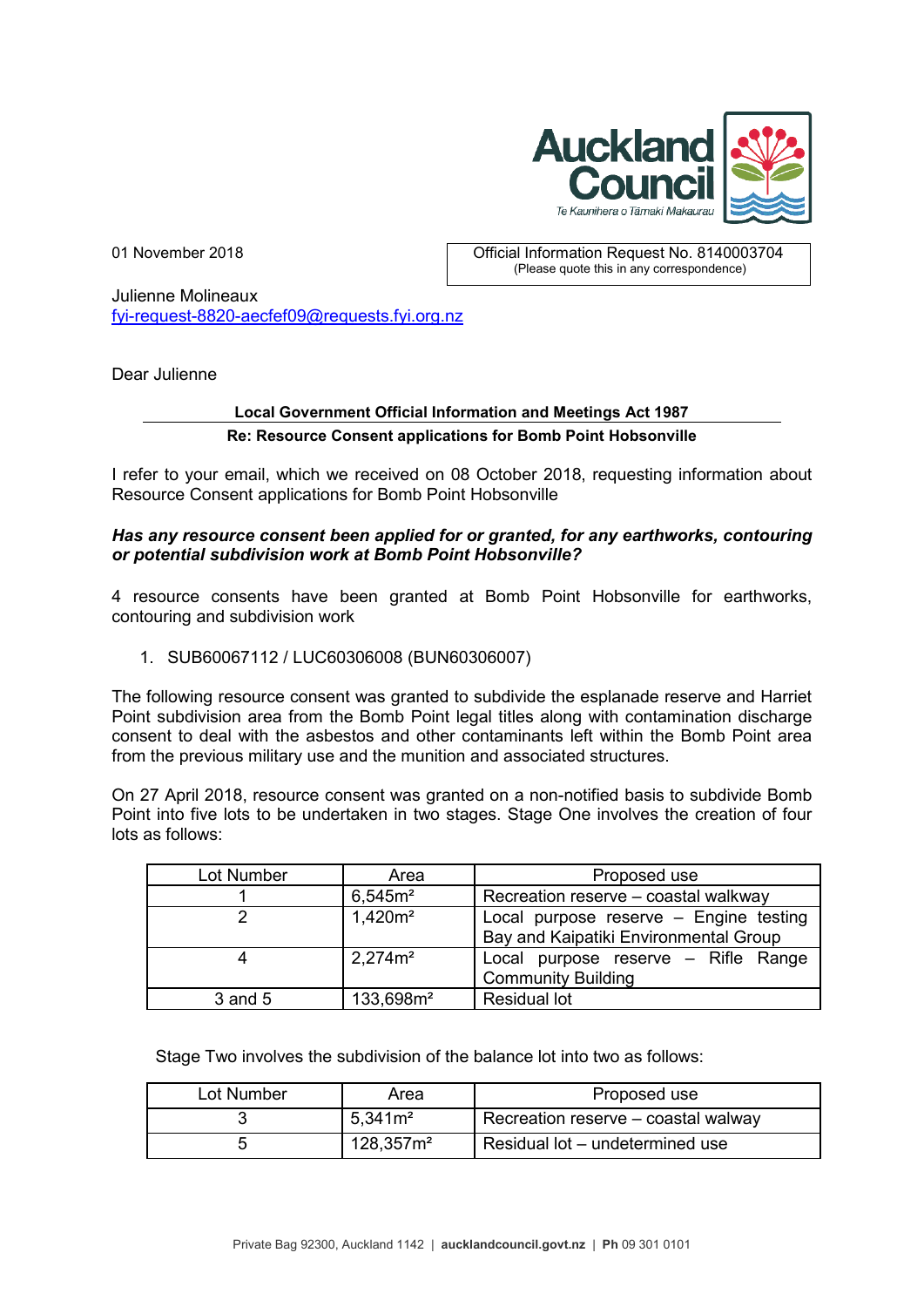Auckland Council
Te Kaunihera o Tāmaki Makaurau

01 November 2018

Official Information Request No. 8140003704
(Please quote this in any correspondence)

Julienne Molineaux
fyi-request-8820-aecfef09@requests.fyi.org.nz

Dear Julienne

**Local Government Official Information and Meetings Act 1987**

**Re: Resource Consent applications for Bomb Point Hobsonville**

I refer to your email, which we received on 08 October 2018, requesting information about Resource Consent applications for Bomb Point Hobsonville

***Has any resource consent been applied for or granted, for any earthworks, contouring or potential subdivision work at Bomb Point Hobsonville?***

4 resource consents have been granted at Bomb Point Hobsonville for earthworks, contouring and subdivision work

1. SUB60067112 / LUC60306008 (BUN60306007)

The following resource consent was granted to subdivide the esplanade reserve and Harriet Point subdivision area from the Bomb Point legal titles along with contamination discharge consent to deal with the asbestos and other contaminants left within the Bomb Point area from the previous military use and the munition and associated structures.

On 27 April 2018, resource consent was granted on a non-notified basis to subdivide Bomb Point into five lots to be undertaken in two stages. Stage One involves the creation of four lots as follows:

| Lot Number | Area | Proposed use |
|---|---|---|
| 1 | 6,545m² | Recreation reserve – coastal walkway |
| 2 | 1,420m² | Local purpose reserve – Engine testing Bay and Kaipatiki Environmental Group |
| 4 | 2,274m² | Local purpose reserve – Rifle Range Community Building |
| 3 and 5 | 133,698m² | Residual lot |

Stage Two involves the subdivision of the balance lot into two as follows:

| Lot Number | Area | Proposed use |
|---|---|---|
| 3 | 5,341m² | Recreation reserve – coastal walway |
| 5 | 128,357m² | Residual lot – undetermined use |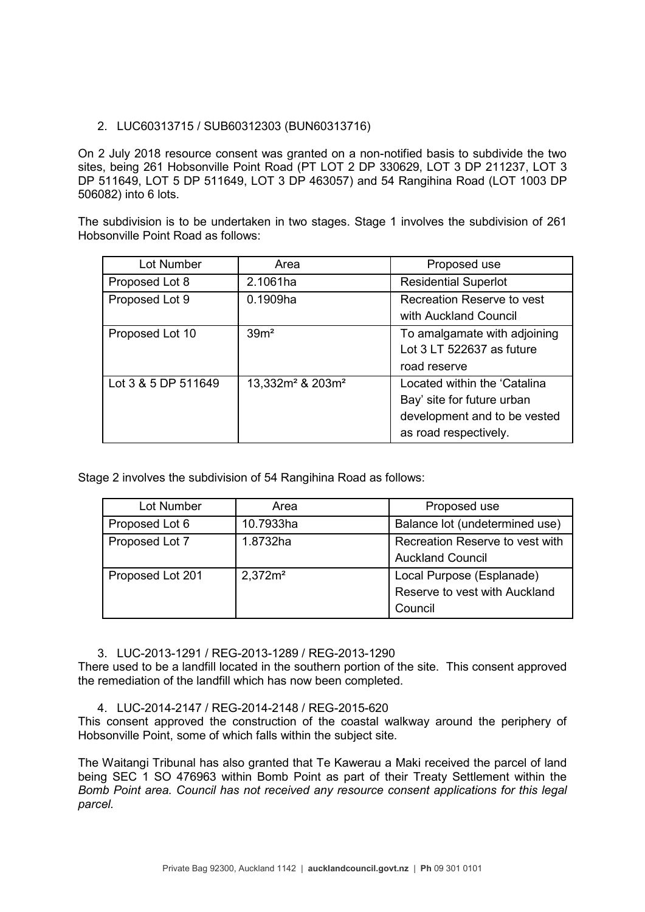2. LUC60313715 / SUB60312303 (BUN60313716)

On 2 July 2018 resource consent was granted on a non-notified basis to subdivide the two sites, being 261 Hobsonville Point Road (PT LOT 2 DP 330629, LOT 3 DP 211237, LOT 3 DP 511649, LOT 5 DP 511649, LOT 3 DP 463057) and 54 Rangihina Road (LOT 1003 DP 506082) into 6 lots.

The subdivision is to be undertaken in two stages. Stage 1 involves the subdivision of 261 Hobsonville Point Road as follows:

| Lot Number | Area | Proposed use |
|---|---|---|
| Proposed Lot 8 | 2.1061ha | Residential Superlot |
| Proposed Lot 9 | 0.1909ha | Recreation Reserve to vest with Auckland Council |
| Proposed Lot 10 | 39m² | To amalgamate with adjoining Lot 3 LT 522637 as future road reserve |
| Lot 3 & 5 DP 511649 | 13,332m² & 203m² | Located within the 'Catalina Bay' site for future urban development and to be vested as road respectively. |

Stage 2 involves the subdivision of 54 Rangihina Road as follows:

| Lot Number | Area | Proposed use |
|---|---|---|
| Proposed Lot 6 | 10.7933ha | Balance lot (undetermined use) |
| Proposed Lot 7 | 1.8732ha | Recreation Reserve to vest with Auckland Council |
| Proposed Lot 201 | 2,372m² | Local Purpose (Esplanade) Reserve to vest with Auckland Council |

3. LUC-2013-1291 / REG-2013-1289 / REG-2013-1290

There used to be a landfill located in the southern portion of the site. This consent approved the remediation of the landfill which has now been completed.

4. LUC-2014-2147 / REG-2014-2148 / REG-2015-620

This consent approved the construction of the coastal walkway around the periphery of Hobsonville Point, some of which falls within the subject site.

The Waitangi Tribunal has also granted that Te Kawerau a Maki received the parcel of land being SEC 1 SO 476963 within Bomb Point as part of their Treaty Settlement within the *Bomb Point area. Council has not received any resource consent applications for this legal parcel.*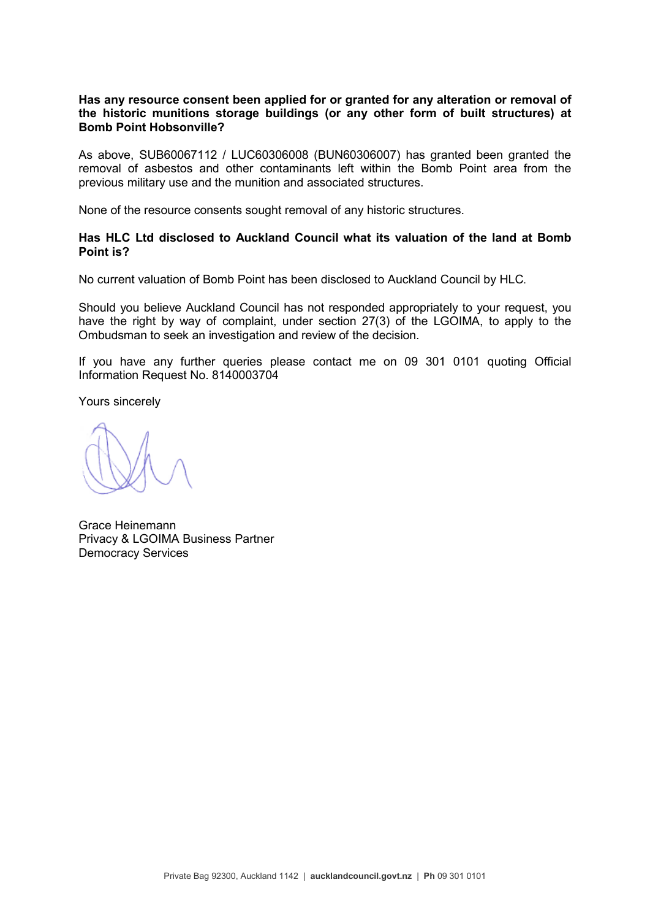**Has any resource consent been applied for or granted for any alteration or removal of the historic munitions storage buildings (or any other form of built structures) at Bomb Point Hobsonville?**

As above, SUB60067112 / LUC60306008 (BUN60306007) has granted been granted the removal of asbestos and other contaminants left within the Bomb Point area from the previous military use and the munition and associated structures.

None of the resource consents sought removal of any historic structures.

**Has HLC Ltd disclosed to Auckland Council what its valuation of the land at Bomb Point is?**

No current valuation of Bomb Point has been disclosed to Auckland Council by HLC.

Should you believe Auckland Council has not responded appropriately to your request, you have the right by way of complaint, under section 27(3) of the LGOIMA, to apply to the Ombudsman to seek an investigation and review of the decision.

If you have any further queries please contact me on 09 301 0101 quoting Official Information Request No. 8140003704

Yours sincerely

Grace Heinemann
Privacy & LGOIMA Business Partner
Democracy Services